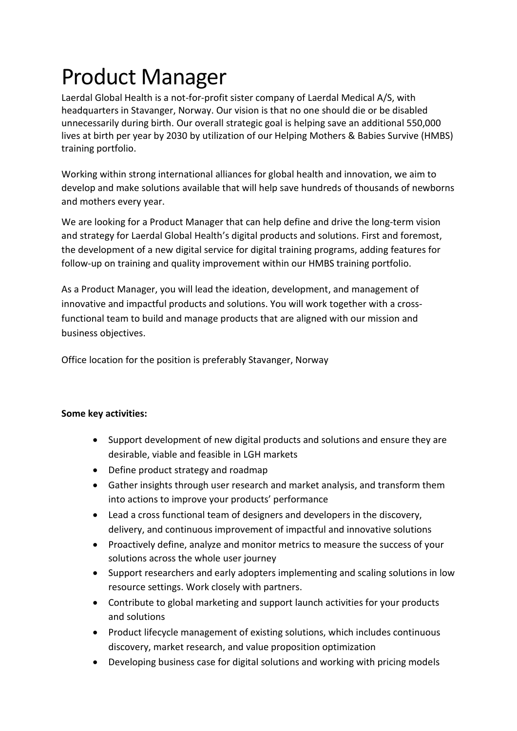# Product Manager

Laerdal Global Health is a not-for-profit sister company of Laerdal Medical A/S, with headquarters in Stavanger, Norway. Our vision is that no one should die or be disabled unnecessarily during birth. Our overall strategic goal is helping save an additional 550,000 lives at birth per year by 2030 by utilization of our Helping Mothers & Babies Survive (HMBS) training portfolio.

Working within strong international alliances for global health and innovation, we aim to develop and make solutions available that will help save hundreds of thousands of newborns and mothers every year.

We are looking for a Product Manager that can help define and drive the long-term vision and strategy for Laerdal Global Health's digital products and solutions. First and foremost, the development of a new digital service for digital training programs, adding features for follow-up on training and quality improvement within our HMBS training portfolio.

As a Product Manager, you will lead the ideation, development, and management of innovative and impactful products and solutions. You will work together with a cross-functional team to build and manage products that are aligned with our mission and business objectives.

Office location for the position is preferably Stavanger, Norway

**Some key activities:**

- Support development of new digital products and solutions and ensure they are desirable, viable and feasible in LGH markets
- Define product strategy and roadmap
- Gather insights through user research and market analysis, and transform them into actions to improve your products' performance
- Lead a cross functional team of designers and developers in the discovery, delivery, and continuous improvement of impactful and innovative solutions
- Proactively define, analyze and monitor metrics to measure the success of your solutions across the whole user journey
- Support researchers and early adopters implementing and scaling solutions in low resource settings. Work closely with partners.
- Contribute to global marketing and support launch activities for your products and solutions
- Product lifecycle management of existing solutions, which includes continuous discovery, market research, and value proposition optimization
- Developing business case for digital solutions and working with pricing models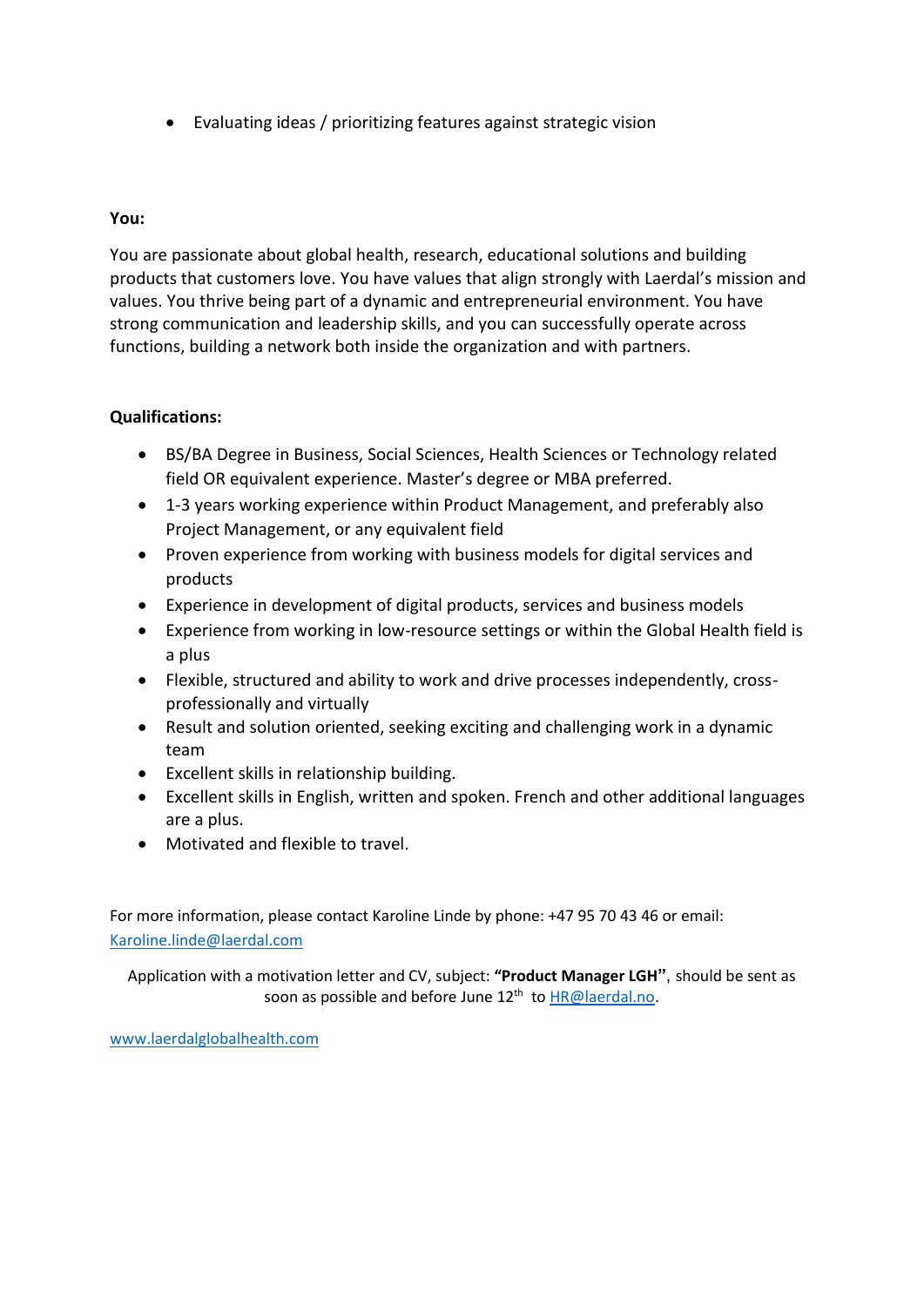- Evaluating ideas / prioritizing features against strategic vision

**You:**

You are passionate about global health, research, educational solutions and building products that customers love. You have values that align strongly with Laerdal's mission and values. You thrive being part of a dynamic and entrepreneurial environment. You have strong communication and leadership skills, and you can successfully operate across functions, building a network both inside the organization and with partners.

**Qualifications:**

- BS/BA Degree in Business, Social Sciences, Health Sciences or Technology related field OR equivalent experience. Master's degree or MBA preferred.
- 1-3 years working experience within Product Management, and preferably also Project Management, or any equivalent field
- Proven experience from working with business models for digital services and products
- Experience in development of digital products, services and business models
- Experience from working in low-resource settings or within the Global Health field is a plus
- Flexible, structured and ability to work and drive processes independently, cross-professionally and virtually
- Result and solution oriented, seeking exciting and challenging work in a dynamic team
- Excellent skills in relationship building.
- Excellent skills in English, written and spoken. French and other additional languages are a plus.
- Motivated and flexible to travel.

For more information, please contact Karoline Linde by phone: +47 95 70 43 46 or email: [Karoline.linde@laerdal.com](mailto:Karoline.linde@laerdal.com)

Application with a motivation letter and CV, subject: **"Product Manager LGH"**, should be sent as soon as possible and before June 12th to [HR@laerdal.no](mailto:HR@laerdal.no).

[www.laerdalglobalhealth.com](http://www.laerdalglobalhealth.com)